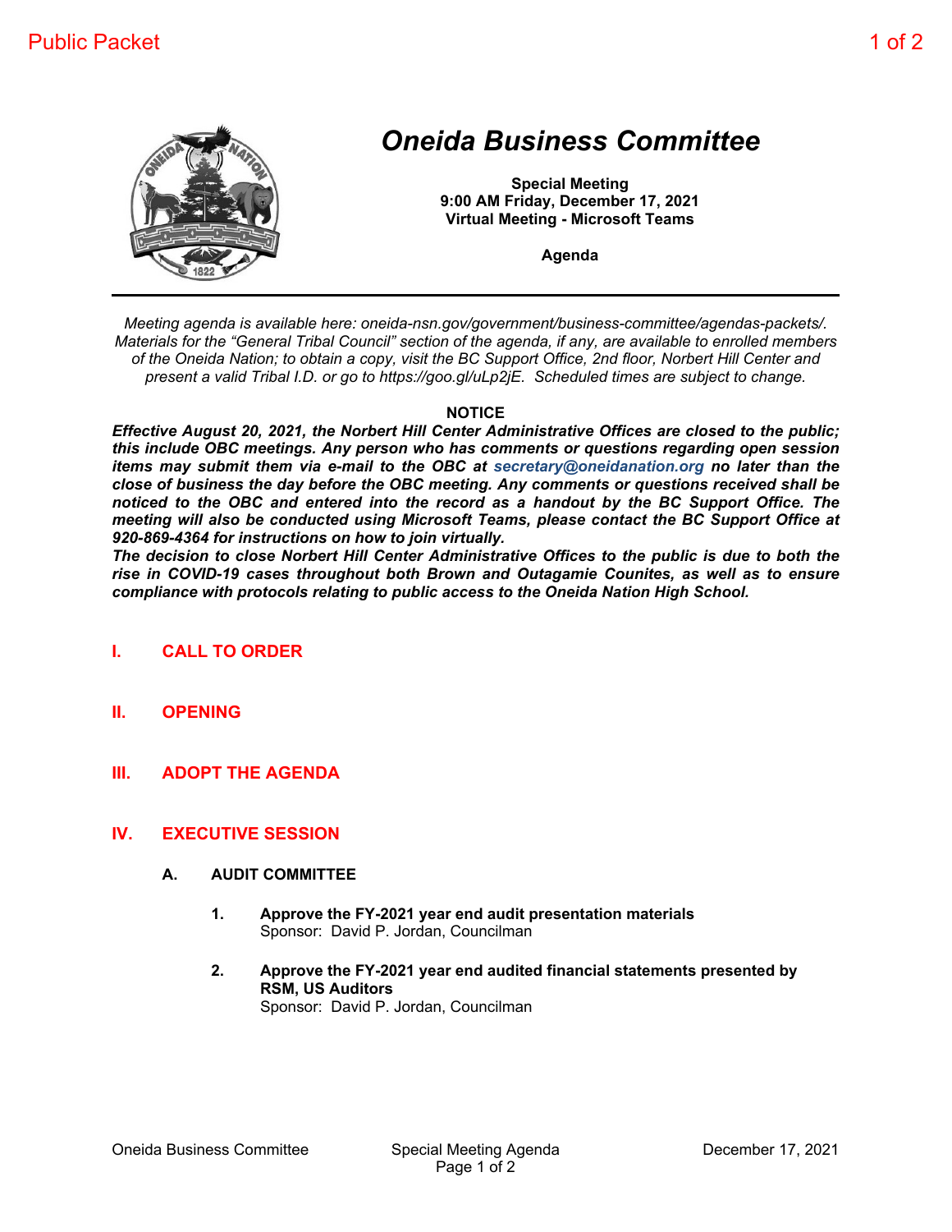# *Oneida Business Committee*

**Special Meeting**
**9:00 AM Friday, December 17, 2021**
**Virtual Meeting - Microsoft Teams**

**Agenda**

---

*Meeting agenda is available here: oneida-nsn.gov/government/business-committee/agendas-packets/. Materials for the "General Tribal Council" section of the agenda, if any, are available to enrolled members of the Oneida Nation; to obtain a copy, visit the BC Support Office, 2nd floor, Norbert Hill Center and present a valid Tribal I.D. or go to https://goo.gl/uLp2jE. Scheduled times are subject to change.*

**NOTICE**

***Effective August 20, 2021, the Norbert Hill Center Administrative Offices are closed to the public; this include OBC meetings. Any person who has comments or questions regarding open session items may submit them via e-mail to the OBC at secretary@oneidanation.org no later than the close of business the day before the OBC meeting. Any comments or questions received shall be noticed to the OBC and entered into the record as a handout by the BC Support Office. The meeting will also be conducted using Microsoft Teams, please contact the BC Support Office at 920-869-4364 for instructions on how to join virtually.***

***The decision to close Norbert Hill Center Administrative Offices to the public is due to both the rise in COVID-19 cases throughout both Brown and Outagamie Counites, as well as to ensure compliance with protocols relating to public access to the Oneida Nation High School.***

## I. CALL TO ORDER

## II. OPENING

## III. ADOPT THE AGENDA

## IV. EXECUTIVE SESSION

### A. AUDIT COMMITTEE

1. **Approve the FY-2021 year end audit presentation materials**
   Sponsor: David P. Jordan, Councilman

2. **Approve the FY-2021 year end audited financial statements presented by RSM, US Auditors**
   Sponsor: David P. Jordan, Councilman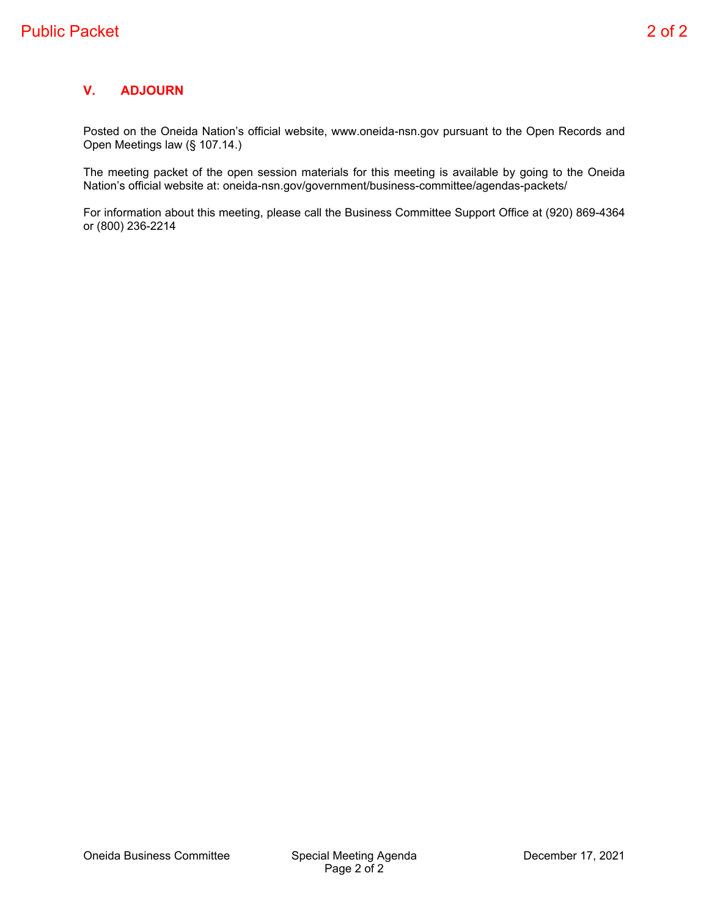## V. ADJOURN

Posted on the Oneida Nation's official website, www.oneida-nsn.gov pursuant to the Open Records and Open Meetings law (§ 107.14.)

The meeting packet of the open session materials for this meeting is available by going to the Oneida Nation's official website at: oneida-nsn.gov/government/business-committee/agendas-packets/

For information about this meeting, please call the Business Committee Support Office at (920) 869-4364 or (800) 236-2214